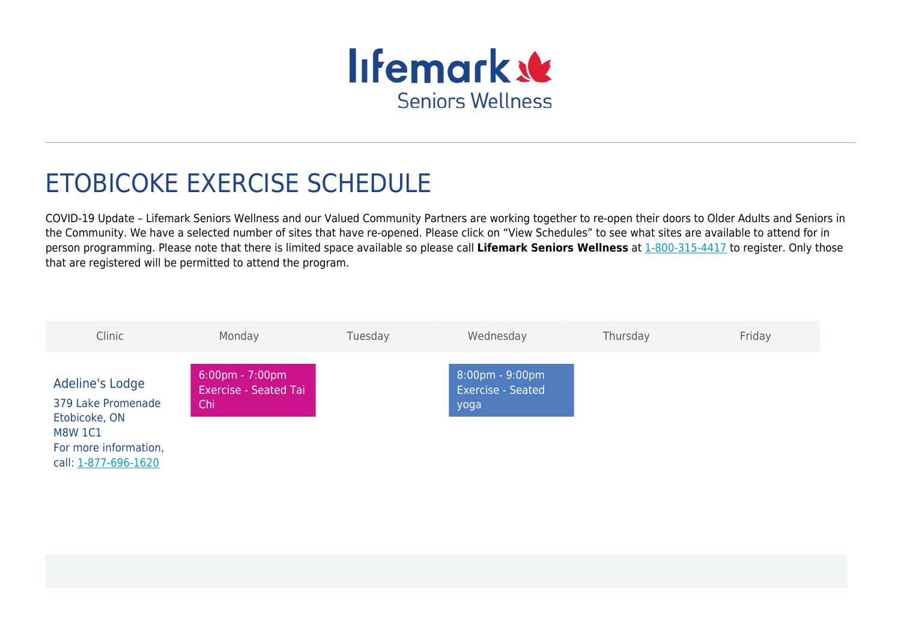lifemark Seniors Wellness

# ETOBICOKE EXERCISE SCHEDULE

COVID-19 Update – Lifemark Seniors Wellness and our Valued Community Partners are working together to re-open their doors to Older Adults and Seniors in the Community. We have a selected number of sites that have re-opened. Please click on “View Schedules” to see what sites are available to attend for in person programming. Please note that there is limited space available so please call **Lifemark Seniors Wellness** at 1-800-315-4417 to register. Only those that are registered will be permitted to attend the program.

| Clinic | Monday | Tuesday | Wednesday | Thursday | Friday |
|---|---|---|---|---|---|
| Adeline's Lodge<br>379 Lake Promenade<br>Etobicoke, ON<br>M8W 1C1<br>For more information, call: 1-877-696-1620 | 6:00pm - 7:00pm<br>Exercise - Seated Tai Chi | | 8:00pm - 9:00pm<br>Exercise - Seated yoga | | |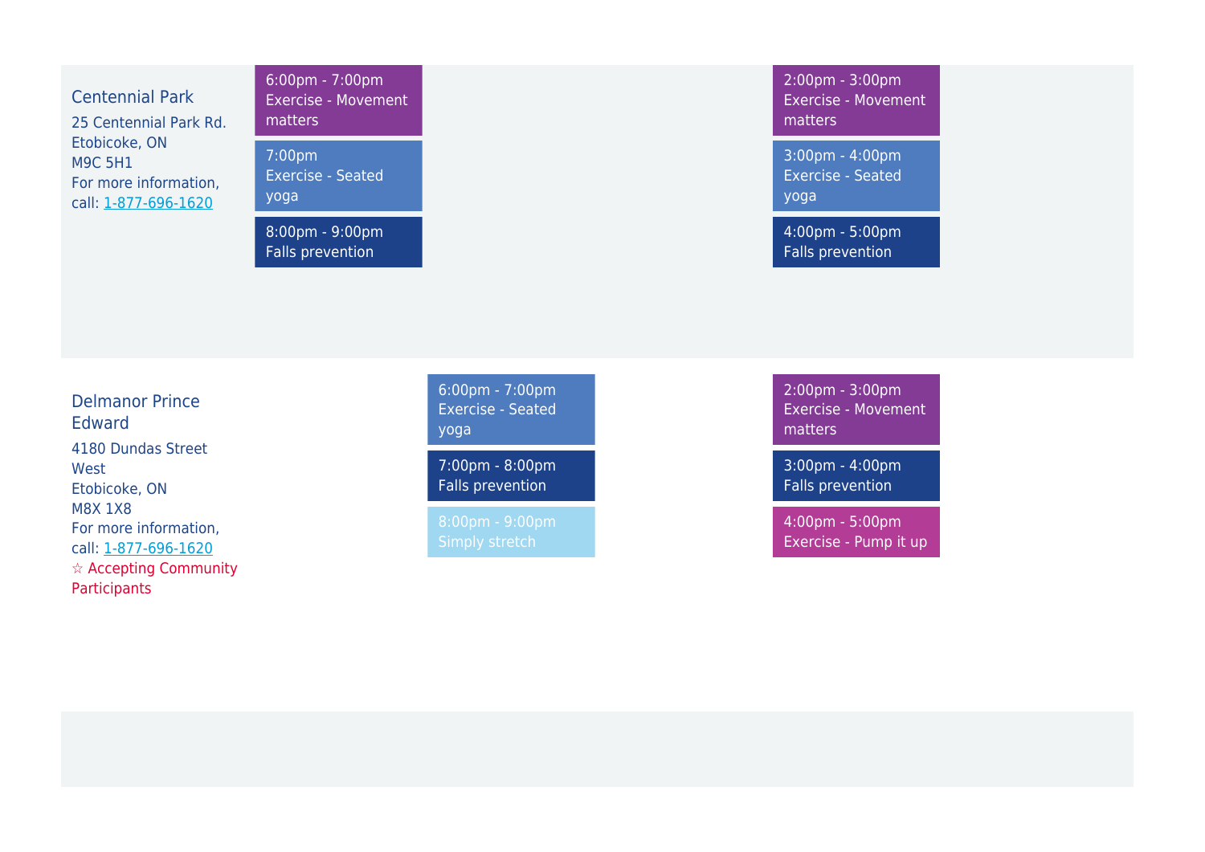| Location | | | | | |
|---|---|---|---|---|---|
| Centennial Park<br>25 Centennial Park Rd.<br>Etobicoke, ON<br>M9C 5H1<br>For more information, call: 1-877-696-1620 | 6:00pm - 7:00pm Exercise - Movement matters<br>7:00pm Exercise - Seated yoga<br>8:00pm - 9:00pm Falls prevention | | | 2:00pm - 3:00pm Exercise - Movement matters<br>3:00pm - 4:00pm Exercise - Seated yoga<br>4:00pm - 5:00pm Falls prevention | |
| Delmanor Prince Edward<br>4180 Dundas Street West<br>Etobicoke, ON<br>M8X 1X8<br>For more information, call: 1-877-696-1620<br>☆ Accepting Community Participants | | 6:00pm - 7:00pm Exercise - Seated yoga<br>7:00pm - 8:00pm Falls prevention<br>8:00pm - 9:00pm Simply stretch | | 2:00pm - 3:00pm Exercise - Movement matters<br>3:00pm - 4:00pm Falls prevention<br>4:00pm - 5:00pm Exercise - Pump it up | |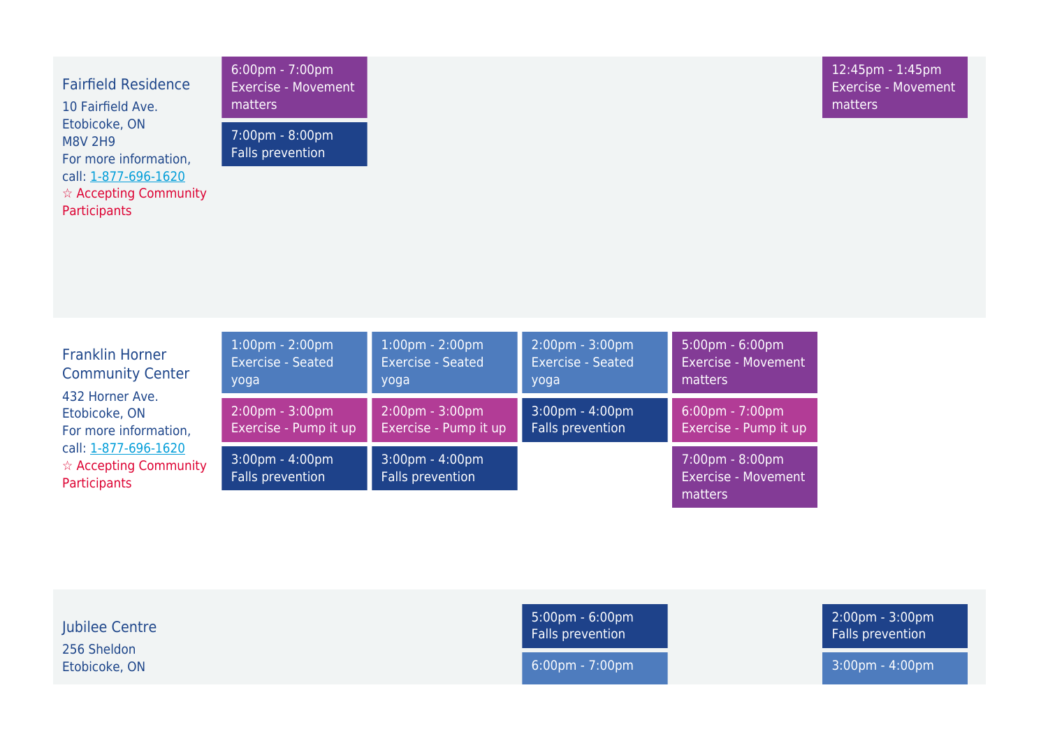| | | | | | |
|---|---|---|---|---|---|
| Fairfield Residence<br>10 Fairfield Ave.<br>Etobicoke, ON<br>M8V 2H9<br>For more information, call: 1-877-696-1620<br>☆ Accepting Community Participants | 6:00pm - 7:00pm<br>Exercise - Movement matters<br><br>7:00pm - 8:00pm<br>Falls prevention | | | | 12:45pm - 1:45pm<br>Exercise - Movement matters |
| Franklin Horner Community Center<br>432 Horner Ave.<br>Etobicoke, ON<br>For more information, call: 1-877-696-1620<br>☆ Accepting Community Participants | 1:00pm - 2:00pm<br>Exercise - Seated yoga<br><br>2:00pm - 3:00pm<br>Exercise - Pump it up<br><br>3:00pm - 4:00pm<br>Falls prevention | 1:00pm - 2:00pm<br>Exercise - Seated yoga<br><br>2:00pm - 3:00pm<br>Exercise - Pump it up<br><br>3:00pm - 4:00pm<br>Falls prevention | 2:00pm - 3:00pm<br>Exercise - Seated yoga<br><br>3:00pm - 4:00pm<br>Falls prevention | 5:00pm - 6:00pm<br>Exercise - Movement matters<br><br>6:00pm - 7:00pm<br>Exercise - Pump it up<br><br>7:00pm - 8:00pm<br>Exercise - Movement matters | |
| Jubilee Centre<br>256 Sheldon<br>Etobicoke, ON | | | 5:00pm - 6:00pm<br>Falls prevention<br><br>6:00pm - 7:00pm | | 2:00pm - 3:00pm<br>Falls prevention<br><br>3:00pm - 4:00pm |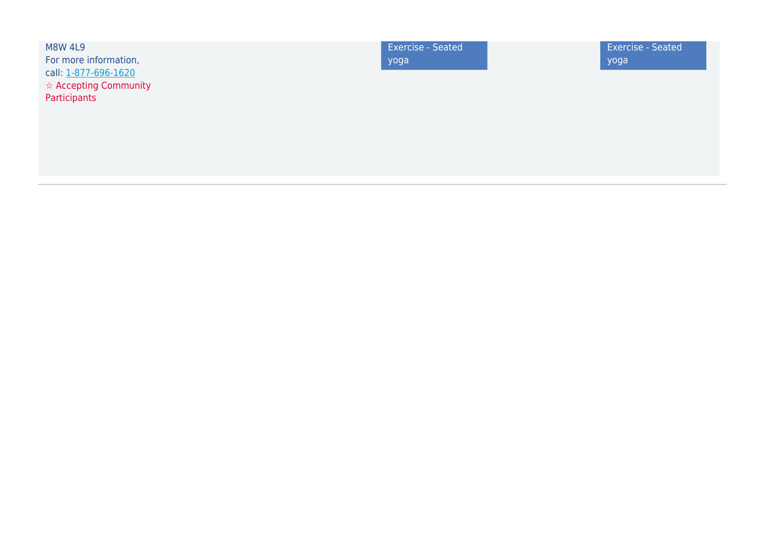| | | | | | | |
|---|---|---|---|---|---|---|
| M8W 4L9<br>For more information, call: 1-877-696-1620<br>☆ Accepting Community Participants | | | Exercise - Seated yoga | | Exercise - Seated yoga | |